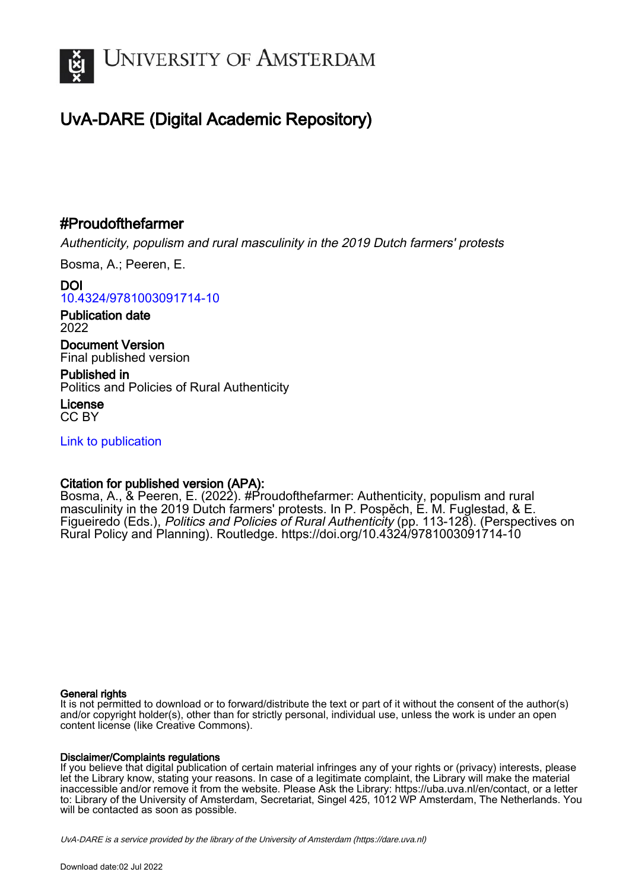# University of Amsterdam

## UvA-DARE (Digital Academic Repository)

### #Proudofthefarmer

*Authenticity, populism and rural masculinity in the 2019 Dutch farmers' protests*

Bosma, A.; Peeren, E.

**DOI**
10.4324/9781003091714-10

**Publication date**
2022

**Document Version**
Final published version

**Published in**
Politics and Policies of Rural Authenticity

**License**
CC BY

Link to publication

**Citation for published version (APA):**
Bosma, A., & Peeren, E. (2022). #Proudofthefarmer: Authenticity, populism and rural masculinity in the 2019 Dutch farmers' protests. In P. Pospěch, E. M. Fuglestad, & E. Figueiredo (Eds.), *Politics and Policies of Rural Authenticity* (pp. 113-128). (Perspectives on Rural Policy and Planning). Routledge. https://doi.org/10.4324/9781003091714-10

**General rights**
It is not permitted to download or to forward/distribute the text or part of it without the consent of the author(s) and/or copyright holder(s), other than for strictly personal, individual use, unless the work is under an open content license (like Creative Commons).

**Disclaimer/Complaints regulations**
If you believe that digital publication of certain material infringes any of your rights or (privacy) interests, please let the Library know, stating your reasons. In case of a legitimate complaint, the Library will make the material inaccessible and/or remove it from the website. Please Ask the Library: https://uba.uva.nl/en/contact, or a letter to: Library of the University of Amsterdam, Secretariat, Singel 425, 1012 WP Amsterdam, The Netherlands. You will be contacted as soon as possible.

*UvA-DARE is a service provided by the library of the University of Amsterdam (https://dare.uva.nl)*

Download date:02 Jul 2022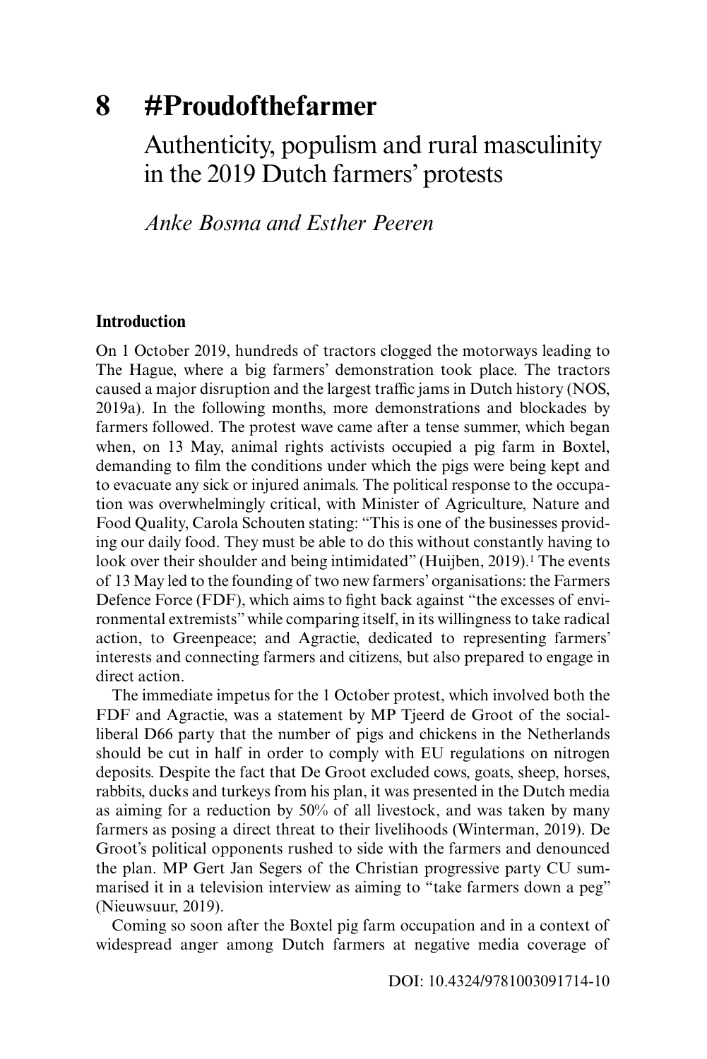# 8 #Proudofthefarmer

## Authenticity, populism and rural masculinity in the 2019 Dutch farmers' protests

*Anke Bosma and Esther Peeren*

### Introduction

On 1 October 2019, hundreds of tractors clogged the motorways leading to The Hague, where a big farmers' demonstration took place. The tractors caused a major disruption and the largest traffic jams in Dutch history (NOS, 2019a). In the following months, more demonstrations and blockades by farmers followed. The protest wave came after a tense summer, which began when, on 13 May, animal rights activists occupied a pig farm in Boxtel, demanding to film the conditions under which the pigs were being kept and to evacuate any sick or injured animals. The political response to the occupation was overwhelmingly critical, with Minister of Agriculture, Nature and Food Quality, Carola Schouten stating: "This is one of the businesses providing our daily food. They must be able to do this without constantly having to look over their shoulder and being intimidated" (Huijben, 2019).[1] The events of 13 May led to the founding of two new farmers' organisations: the Farmers Defence Force (FDF), which aims to fight back against "the excesses of environmental extremists" while comparing itself, in its willingness to take radical action, to Greenpeace; and Agractie, dedicated to representing farmers' interests and connecting farmers and citizens, but also prepared to engage in direct action.

The immediate impetus for the 1 October protest, which involved both the FDF and Agractie, was a statement by MP Tjeerd de Groot of the social-liberal D66 party that the number of pigs and chickens in the Netherlands should be cut in half in order to comply with EU regulations on nitrogen deposits. Despite the fact that De Groot excluded cows, goats, sheep, horses, rabbits, ducks and turkeys from his plan, it was presented in the Dutch media as aiming for a reduction by 50% of all livestock, and was taken by many farmers as posing a direct threat to their livelihoods (Winterman, 2019). De Groot's political opponents rushed to side with the farmers and denounced the plan. MP Gert Jan Segers of the Christian progressive party CU summarised it in a television interview as aiming to "take farmers down a peg" (Nieuwsuur, 2019).

Coming so soon after the Boxtel pig farm occupation and in a context of widespread anger among Dutch farmers at negative media coverage of

DOI: 10.4324/9781003091714-10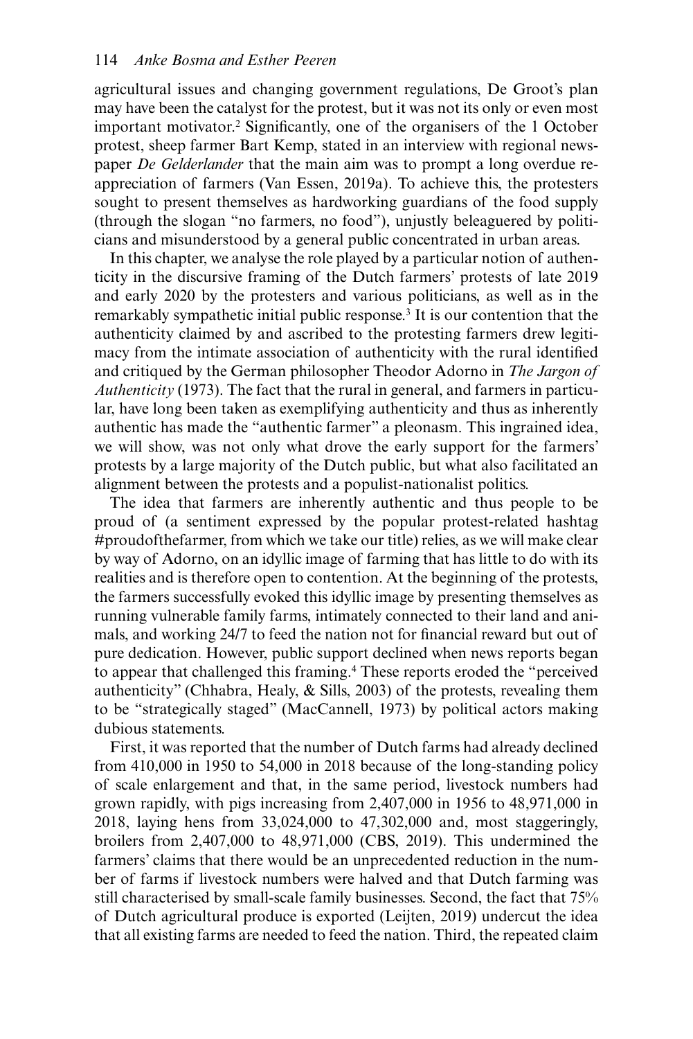agricultural issues and changing government regulations, De Groot's plan may have been the catalyst for the protest, but it was not its only or even most important motivator.[2] Significantly, one of the organisers of the 1 October protest, sheep farmer Bart Kemp, stated in an interview with regional newspaper *De Gelderlander* that the main aim was to prompt a long overdue re-appreciation of farmers (Van Essen, 2019a). To achieve this, the protesters sought to present themselves as hardworking guardians of the food supply (through the slogan "no farmers, no food"), unjustly beleaguered by politicians and misunderstood by a general public concentrated in urban areas.

In this chapter, we analyse the role played by a particular notion of authenticity in the discursive framing of the Dutch farmers' protests of late 2019 and early 2020 by the protesters and various politicians, as well as in the remarkably sympathetic initial public response.[3] It is our contention that the authenticity claimed by and ascribed to the protesting farmers drew legitimacy from the intimate association of authenticity with the rural identified and critiqued by the German philosopher Theodor Adorno in *The Jargon of Authenticity* (1973). The fact that the rural in general, and farmers in particular, have long been taken as exemplifying authenticity and thus as inherently authentic has made the "authentic farmer" a pleonasm. This ingrained idea, we will show, was not only what drove the early support for the farmers' protests by a large majority of the Dutch public, but what also facilitated an alignment between the protests and a populist-nationalist politics.

The idea that farmers are inherently authentic and thus people to be proud of (a sentiment expressed by the popular protest-related hashtag #proudofthefarmer, from which we take our title) relies, as we will make clear by way of Adorno, on an idyllic image of farming that has little to do with its realities and is therefore open to contention. At the beginning of the protests, the farmers successfully evoked this idyllic image by presenting themselves as running vulnerable family farms, intimately connected to their land and animals, and working 24/7 to feed the nation not for financial reward but out of pure dedication. However, public support declined when news reports began to appear that challenged this framing.[4] These reports eroded the "perceived authenticity" (Chhabra, Healy, & Sills, 2003) of the protests, revealing them to be "strategically staged" (MacCannell, 1973) by political actors making dubious statements.

First, it was reported that the number of Dutch farms had already declined from 410,000 in 1950 to 54,000 in 2018 because of the long-standing policy of scale enlargement and that, in the same period, livestock numbers had grown rapidly, with pigs increasing from 2,407,000 in 1956 to 48,971,000 in 2018, laying hens from 33,024,000 to 47,302,000 and, most staggeringly, broilers from 2,407,000 to 48,971,000 (CBS, 2019). This undermined the farmers' claims that there would be an unprecedented reduction in the number of farms if livestock numbers were halved and that Dutch farming was still characterised by small-scale family businesses. Second, the fact that 75% of Dutch agricultural produce is exported (Leijten, 2019) undercut the idea that all existing farms are needed to feed the nation. Third, the repeated claim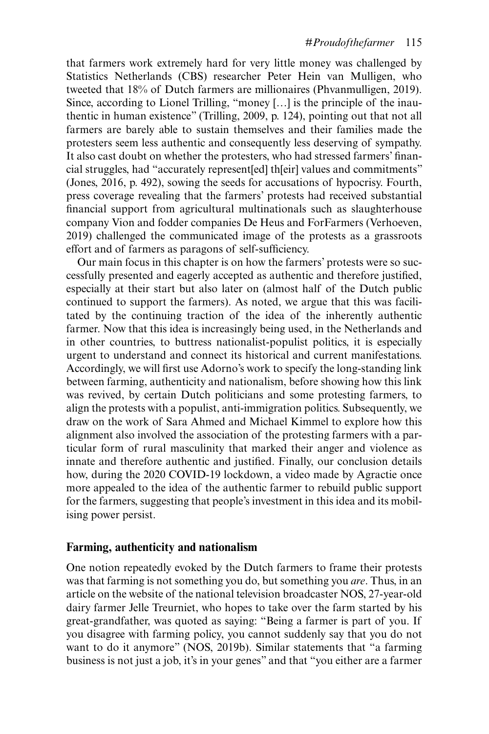that farmers work extremely hard for very little money was challenged by Statistics Netherlands (CBS) researcher Peter Hein van Mulligen, who tweeted that 18% of Dutch farmers are millionaires (Phvanmulligen, 2019). Since, according to Lionel Trilling, "money […] is the principle of the inauthentic in human existence" (Trilling, 2009, p. 124), pointing out that not all farmers are barely able to sustain themselves and their families made the protesters seem less authentic and consequently less deserving of sympathy. It also cast doubt on whether the protesters, who had stressed farmers' financial struggles, had "accurately represent[ed] th[eir] values and commitments" (Jones, 2016, p. 492), sowing the seeds for accusations of hypocrisy. Fourth, press coverage revealing that the farmers' protests had received substantial financial support from agricultural multinationals such as slaughterhouse company Vion and fodder companies De Heus and ForFarmers (Verhoeven, 2019) challenged the communicated image of the protests as a grassroots effort and of farmers as paragons of self-sufficiency.

Our main focus in this chapter is on how the farmers' protests were so successfully presented and eagerly accepted as authentic and therefore justified, especially at their start but also later on (almost half of the Dutch public continued to support the farmers). As noted, we argue that this was facilitated by the continuing traction of the idea of the inherently authentic farmer. Now that this idea is increasingly being used, in the Netherlands and in other countries, to buttress nationalist-populist politics, it is especially urgent to understand and connect its historical and current manifestations. Accordingly, we will first use Adorno's work to specify the long-standing link between farming, authenticity and nationalism, before showing how this link was revived, by certain Dutch politicians and some protesting farmers, to align the protests with a populist, anti-immigration politics. Subsequently, we draw on the work of Sara Ahmed and Michael Kimmel to explore how this alignment also involved the association of the protesting farmers with a particular form of rural masculinity that marked their anger and violence as innate and therefore authentic and justified. Finally, our conclusion details how, during the 2020 COVID-19 lockdown, a video made by Agractie once more appealed to the idea of the authentic farmer to rebuild public support for the farmers, suggesting that people's investment in this idea and its mobilising power persist.

## Farming, authenticity and nationalism

One notion repeatedly evoked by the Dutch farmers to frame their protests was that farming is not something you do, but something you *are*. Thus, in an article on the website of the national television broadcaster NOS, 27-year-old dairy farmer Jelle Treurniet, who hopes to take over the farm started by his great-grandfather, was quoted as saying: "Being a farmer is part of you. If you disagree with farming policy, you cannot suddenly say that you do not want to do it anymore" (NOS, 2019b). Similar statements that "a farming business is not just a job, it's in your genes" and that "you either are a farmer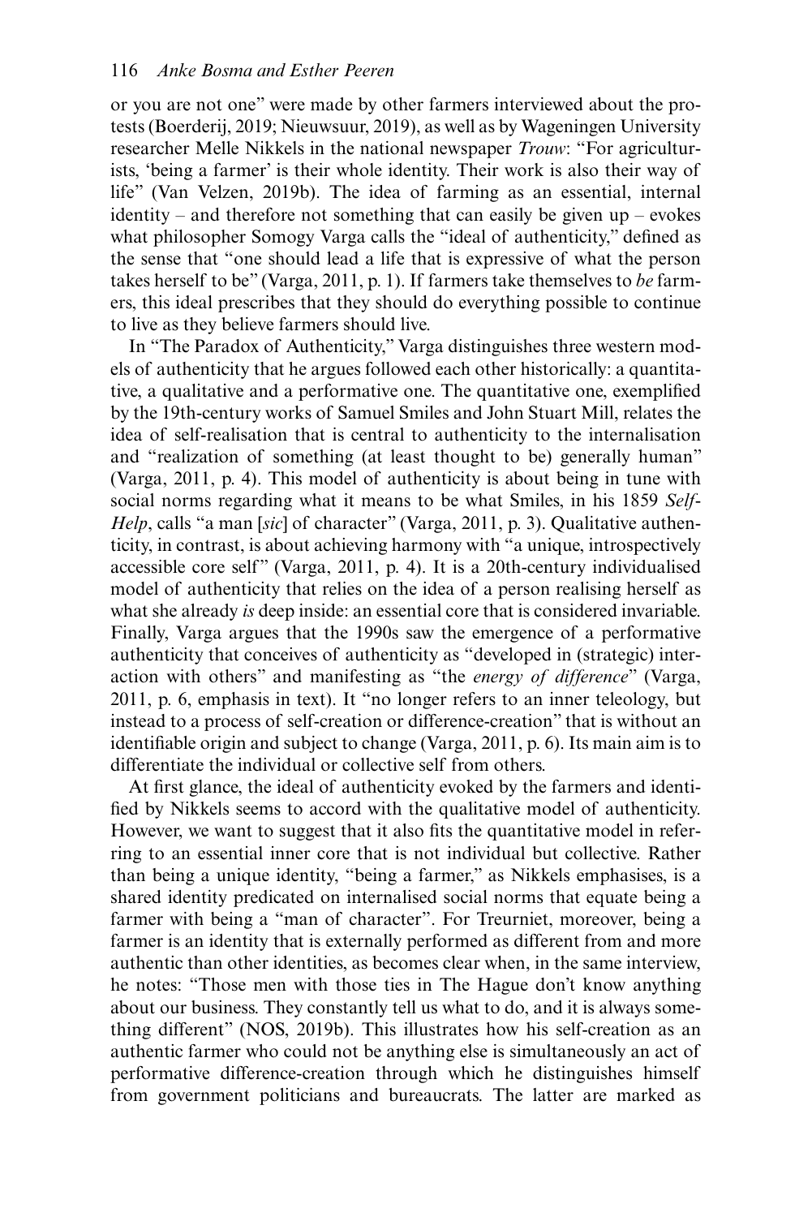or you are not one" were made by other farmers interviewed about the protests (Boerderij, 2019; Nieuwsuur, 2019), as well as by Wageningen University researcher Melle Nikkels in the national newspaper *Trouw*: "For agriculturists, 'being a farmer' is their whole identity. Their work is also their way of life" (Van Velzen, 2019b). The idea of farming as an essential, internal identity – and therefore not something that can easily be given up – evokes what philosopher Somogy Varga calls the "ideal of authenticity," defined as the sense that "one should lead a life that is expressive of what the person takes herself to be" (Varga, 2011, p. 1). If farmers take themselves to *be* farmers, this ideal prescribes that they should do everything possible to continue to live as they believe farmers should live.

In "The Paradox of Authenticity," Varga distinguishes three western models of authenticity that he argues followed each other historically: a quantitative, a qualitative and a performative one. The quantitative one, exemplified by the 19th-century works of Samuel Smiles and John Stuart Mill, relates the idea of self-realisation that is central to authenticity to the internalisation and "realization of something (at least thought to be) generally human" (Varga, 2011, p. 4). This model of authenticity is about being in tune with social norms regarding what it means to be what Smiles, in his 1859 *Self-Help*, calls "a man [*sic*] of character" (Varga, 2011, p. 3). Qualitative authenticity, in contrast, is about achieving harmony with "a unique, introspectively accessible core self" (Varga, 2011, p. 4). It is a 20th-century individualised model of authenticity that relies on the idea of a person realising herself as what she already *is* deep inside: an essential core that is considered invariable. Finally, Varga argues that the 1990s saw the emergence of a performative authenticity that conceives of authenticity as "developed in (strategic) interaction with others" and manifesting as "the *energy of difference*" (Varga, 2011, p. 6, emphasis in text). It "no longer refers to an inner teleology, but instead to a process of self-creation or difference-creation" that is without an identifiable origin and subject to change (Varga, 2011, p. 6). Its main aim is to differentiate the individual or collective self from others.

At first glance, the ideal of authenticity evoked by the farmers and identified by Nikkels seems to accord with the qualitative model of authenticity. However, we want to suggest that it also fits the quantitative model in referring to an essential inner core that is not individual but collective. Rather than being a unique identity, "being a farmer," as Nikkels emphasises, is a shared identity predicated on internalised social norms that equate being a farmer with being a "man of character". For Treurniet, moreover, being a farmer is an identity that is externally performed as different from and more authentic than other identities, as becomes clear when, in the same interview, he notes: "Those men with those ties in The Hague don't know anything about our business. They constantly tell us what to do, and it is always something different" (NOS, 2019b). This illustrates how his self-creation as an authentic farmer who could not be anything else is simultaneously an act of performative difference-creation through which he distinguishes himself from government politicians and bureaucrats. The latter are marked as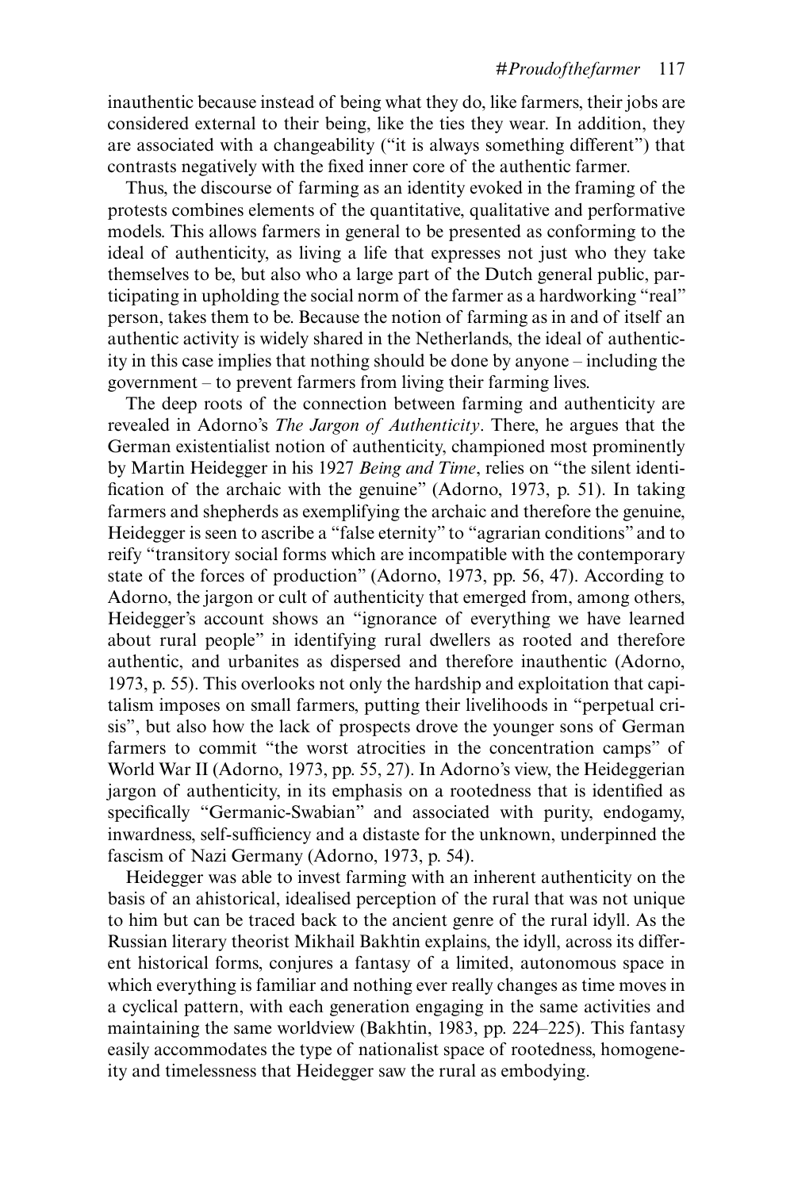inauthentic because instead of being what they do, like farmers, their jobs are considered external to their being, like the ties they wear. In addition, they are associated with a changeability ("it is always something different") that contrasts negatively with the fixed inner core of the authentic farmer.

Thus, the discourse of farming as an identity evoked in the framing of the protests combines elements of the quantitative, qualitative and performative models. This allows farmers in general to be presented as conforming to the ideal of authenticity, as living a life that expresses not just who they take themselves to be, but also who a large part of the Dutch general public, participating in upholding the social norm of the farmer as a hardworking "real" person, takes them to be. Because the notion of farming as in and of itself an authentic activity is widely shared in the Netherlands, the ideal of authenticity in this case implies that nothing should be done by anyone – including the government – to prevent farmers from living their farming lives.

The deep roots of the connection between farming and authenticity are revealed in Adorno's *The Jargon of Authenticity*. There, he argues that the German existentialist notion of authenticity, championed most prominently by Martin Heidegger in his 1927 *Being and Time*, relies on "the silent identification of the archaic with the genuine" (Adorno, 1973, p. 51). In taking farmers and shepherds as exemplifying the archaic and therefore the genuine, Heidegger is seen to ascribe a "false eternity" to "agrarian conditions" and to reify "transitory social forms which are incompatible with the contemporary state of the forces of production" (Adorno, 1973, pp. 56, 47). According to Adorno, the jargon or cult of authenticity that emerged from, among others, Heidegger's account shows an "ignorance of everything we have learned about rural people" in identifying rural dwellers as rooted and therefore authentic, and urbanites as dispersed and therefore inauthentic (Adorno, 1973, p. 55). This overlooks not only the hardship and exploitation that capitalism imposes on small farmers, putting their livelihoods in "perpetual crisis", but also how the lack of prospects drove the younger sons of German farmers to commit "the worst atrocities in the concentration camps" of World War II (Adorno, 1973, pp. 55, 27). In Adorno's view, the Heideggerian jargon of authenticity, in its emphasis on a rootedness that is identified as specifically "Germanic-Swabian" and associated with purity, endogamy, inwardness, self-sufficiency and a distaste for the unknown, underpinned the fascism of Nazi Germany (Adorno, 1973, p. 54).

Heidegger was able to invest farming with an inherent authenticity on the basis of an ahistorical, idealised perception of the rural that was not unique to him but can be traced back to the ancient genre of the rural idyll. As the Russian literary theorist Mikhail Bakhtin explains, the idyll, across its different historical forms, conjures a fantasy of a limited, autonomous space in which everything is familiar and nothing ever really changes as time moves in a cyclical pattern, with each generation engaging in the same activities and maintaining the same worldview (Bakhtin, 1983, pp. 224–225). This fantasy easily accommodates the type of nationalist space of rootedness, homogeneity and timelessness that Heidegger saw the rural as embodying.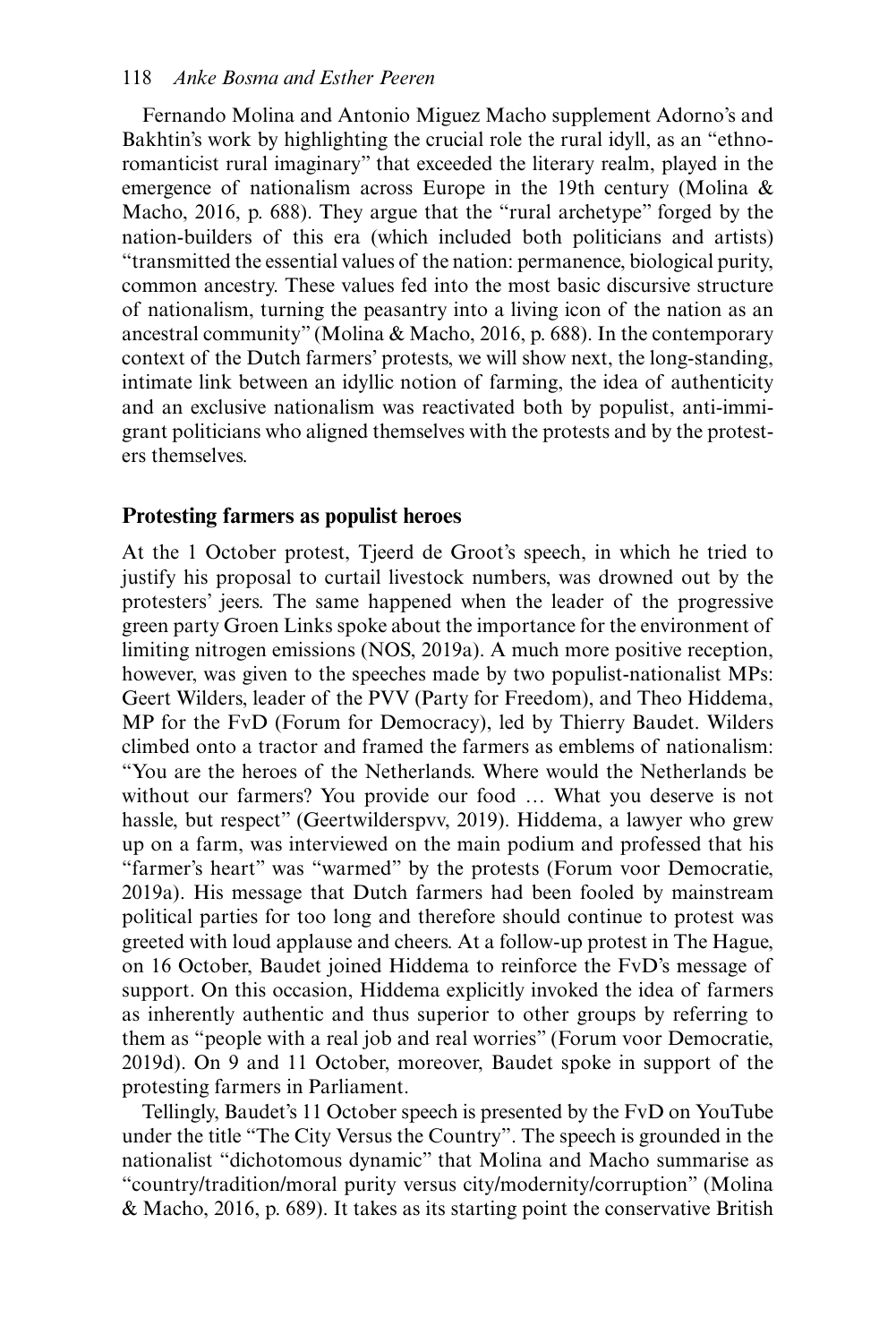Fernando Molina and Antonio Miguez Macho supplement Adorno's and Bakhtin's work by highlighting the crucial role the rural idyll, as an "ethno-romanticist rural imaginary" that exceeded the literary realm, played in the emergence of nationalism across Europe in the 19th century (Molina & Macho, 2016, p. 688). They argue that the "rural archetype" forged by the nation-builders of this era (which included both politicians and artists) "transmitted the essential values of the nation: permanence, biological purity, common ancestry. These values fed into the most basic discursive structure of nationalism, turning the peasantry into a living icon of the nation as an ancestral community" (Molina & Macho, 2016, p. 688). In the contemporary context of the Dutch farmers' protests, we will show next, the long-standing, intimate link between an idyllic notion of farming, the idea of authenticity and an exclusive nationalism was reactivated both by populist, anti-immigrant politicians who aligned themselves with the protests and by the protesters themselves.

## Protesting farmers as populist heroes

At the 1 October protest, Tjeerd de Groot's speech, in which he tried to justify his proposal to curtail livestock numbers, was drowned out by the protesters' jeers. The same happened when the leader of the progressive green party Groen Links spoke about the importance for the environment of limiting nitrogen emissions (NOS, 2019a). A much more positive reception, however, was given to the speeches made by two populist-nationalist MPs: Geert Wilders, leader of the PVV (Party for Freedom), and Theo Hiddema, MP for the FvD (Forum for Democracy), led by Thierry Baudet. Wilders climbed onto a tractor and framed the farmers as emblems of nationalism: "You are the heroes of the Netherlands. Where would the Netherlands be without our farmers? You provide our food … What you deserve is not hassle, but respect" (Geertwilderspvv, 2019). Hiddema, a lawyer who grew up on a farm, was interviewed on the main podium and professed that his "farmer's heart" was "warmed" by the protests (Forum voor Democratie, 2019a). His message that Dutch farmers had been fooled by mainstream political parties for too long and therefore should continue to protest was greeted with loud applause and cheers. At a follow-up protest in The Hague, on 16 October, Baudet joined Hiddema to reinforce the FvD's message of support. On this occasion, Hiddema explicitly invoked the idea of farmers as inherently authentic and thus superior to other groups by referring to them as "people with a real job and real worries" (Forum voor Democratie, 2019d). On 9 and 11 October, moreover, Baudet spoke in support of the protesting farmers in Parliament.

Tellingly, Baudet's 11 October speech is presented by the FvD on YouTube under the title "The City Versus the Country". The speech is grounded in the nationalist "dichotomous dynamic" that Molina and Macho summarise as "country/tradition/moral purity versus city/modernity/corruption" (Molina & Macho, 2016, p. 689). It takes as its starting point the conservative British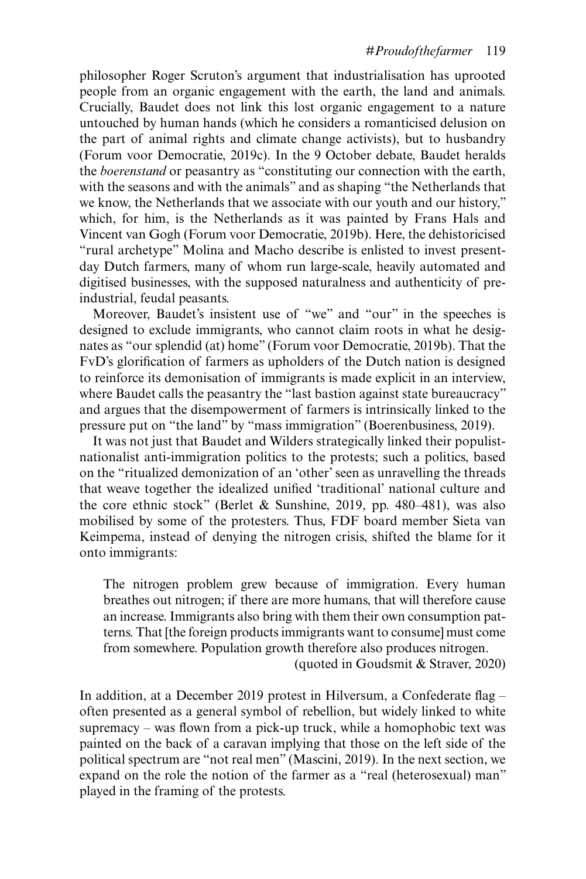philosopher Roger Scruton's argument that industrialisation has uprooted people from an organic engagement with the earth, the land and animals. Crucially, Baudet does not link this lost organic engagement to a nature untouched by human hands (which he considers a romanticised delusion on the part of animal rights and climate change activists), but to husbandry (Forum voor Democratie, 2019c). In the 9 October debate, Baudet heralds the *boerenstand* or peasantry as "constituting our connection with the earth, with the seasons and with the animals" and as shaping "the Netherlands that we know, the Netherlands that we associate with our youth and our history," which, for him, is the Netherlands as it was painted by Frans Hals and Vincent van Gogh (Forum voor Democratie, 2019b). Here, the dehistoricised "rural archetype" Molina and Macho describe is enlisted to invest present-day Dutch farmers, many of whom run large-scale, heavily automated and digitised businesses, with the supposed naturalness and authenticity of pre-industrial, feudal peasants.

Moreover, Baudet's insistent use of "we" and "our" in the speeches is designed to exclude immigrants, who cannot claim roots in what he designates as "our splendid (at) home" (Forum voor Democratie, 2019b). That the FvD's glorification of farmers as upholders of the Dutch nation is designed to reinforce its demonisation of immigrants is made explicit in an interview, where Baudet calls the peasantry the "last bastion against state bureaucracy" and argues that the disempowerment of farmers is intrinsically linked to the pressure put on "the land" by "mass immigration" (Boerenbusiness, 2019).

It was not just that Baudet and Wilders strategically linked their populist-nationalist anti-immigration politics to the protests; such a politics, based on the "ritualized demonization of an 'other' seen as unravelling the threads that weave together the idealized unified 'traditional' national culture and the core ethnic stock" (Berlet & Sunshine, 2019, pp. 480–481), was also mobilised by some of the protesters. Thus, FDF board member Sieta van Keimpema, instead of denying the nitrogen crisis, shifted the blame for it onto immigrants:

> The nitrogen problem grew because of immigration. Every human breathes out nitrogen; if there are more humans, that will therefore cause an increase. Immigrants also bring with them their own consumption patterns. That [the foreign products immigrants want to consume] must come from somewhere. Population growth therefore also produces nitrogen.
>
> (quoted in Goudsmit & Straver, 2020)

In addition, at a December 2019 protest in Hilversum, a Confederate flag – often presented as a general symbol of rebellion, but widely linked to white supremacy – was flown from a pick-up truck, while a homophobic text was painted on the back of a caravan implying that those on the left side of the political spectrum are "not real men" (Mascini, 2019). In the next section, we expand on the role the notion of the farmer as a "real (heterosexual) man" played in the framing of the protests.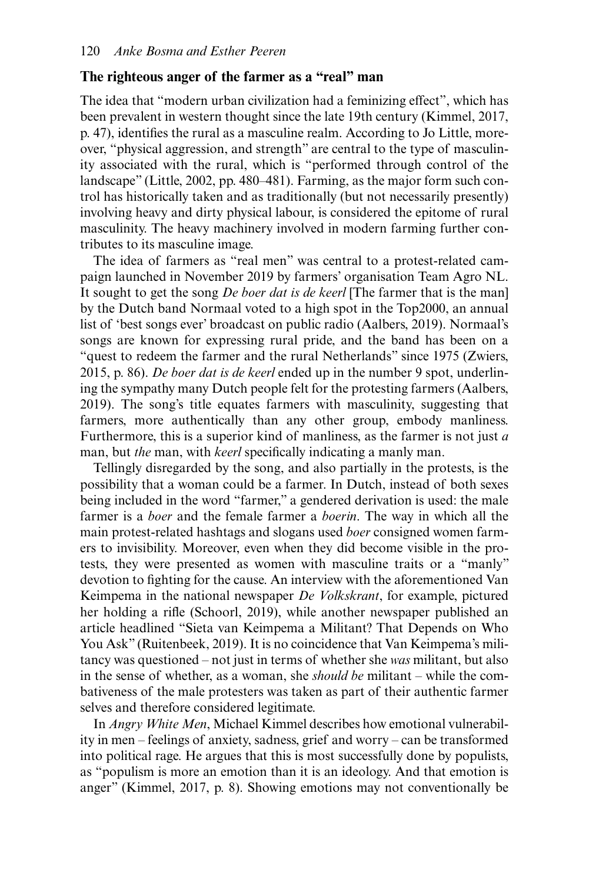## The righteous anger of the farmer as a "real" man

The idea that "modern urban civilization had a feminizing effect", which has been prevalent in western thought since the late 19th century (Kimmel, 2017, p. 47), identifies the rural as a masculine realm. According to Jo Little, moreover, "physical aggression, and strength" are central to the type of masculinity associated with the rural, which is "performed through control of the landscape" (Little, 2002, pp. 480–481). Farming, as the major form such control has historically taken and as traditionally (but not necessarily presently) involving heavy and dirty physical labour, is considered the epitome of rural masculinity. The heavy machinery involved in modern farming further contributes to its masculine image.

The idea of farmers as "real men" was central to a protest-related campaign launched in November 2019 by farmers' organisation Team Agro NL. It sought to get the song *De boer dat is de keerl* [The farmer that is the man] by the Dutch band Normaal voted to a high spot in the Top2000, an annual list of 'best songs ever' broadcast on public radio (Aalbers, 2019). Normaal's songs are known for expressing rural pride, and the band has been on a "quest to redeem the farmer and the rural Netherlands" since 1975 (Zwiers, 2015, p. 86). *De boer dat is de keerl* ended up in the number 9 spot, underlining the sympathy many Dutch people felt for the protesting farmers (Aalbers, 2019). The song's title equates farmers with masculinity, suggesting that farmers, more authentically than any other group, embody manliness. Furthermore, this is a superior kind of manliness, as the farmer is not just *a* man, but *the* man, with *keerl* specifically indicating a manly man.

Tellingly disregarded by the song, and also partially in the protests, is the possibility that a woman could be a farmer. In Dutch, instead of both sexes being included in the word "farmer," a gendered derivation is used: the male farmer is a *boer* and the female farmer a *boerin*. The way in which all the main protest-related hashtags and slogans used *boer* consigned women farmers to invisibility. Moreover, even when they did become visible in the protests, they were presented as women with masculine traits or a "manly" devotion to fighting for the cause. An interview with the aforementioned Van Keimpema in the national newspaper *De Volkskrant*, for example, pictured her holding a rifle (Schoorl, 2019), while another newspaper published an article headlined "Sieta van Keimpema a Militant? That Depends on Who You Ask" (Ruitenbeek, 2019). It is no coincidence that Van Keimpema's militancy was questioned – not just in terms of whether she *was* militant, but also in the sense of whether, as a woman, she *should be* militant – while the combativeness of the male protesters was taken as part of their authentic farmer selves and therefore considered legitimate.

In *Angry White Men*, Michael Kimmel describes how emotional vulnerability in men – feelings of anxiety, sadness, grief and worry – can be transformed into political rage. He argues that this is most successfully done by populists, as "populism is more an emotion than it is an ideology. And that emotion is anger" (Kimmel, 2017, p. 8). Showing emotions may not conventionally be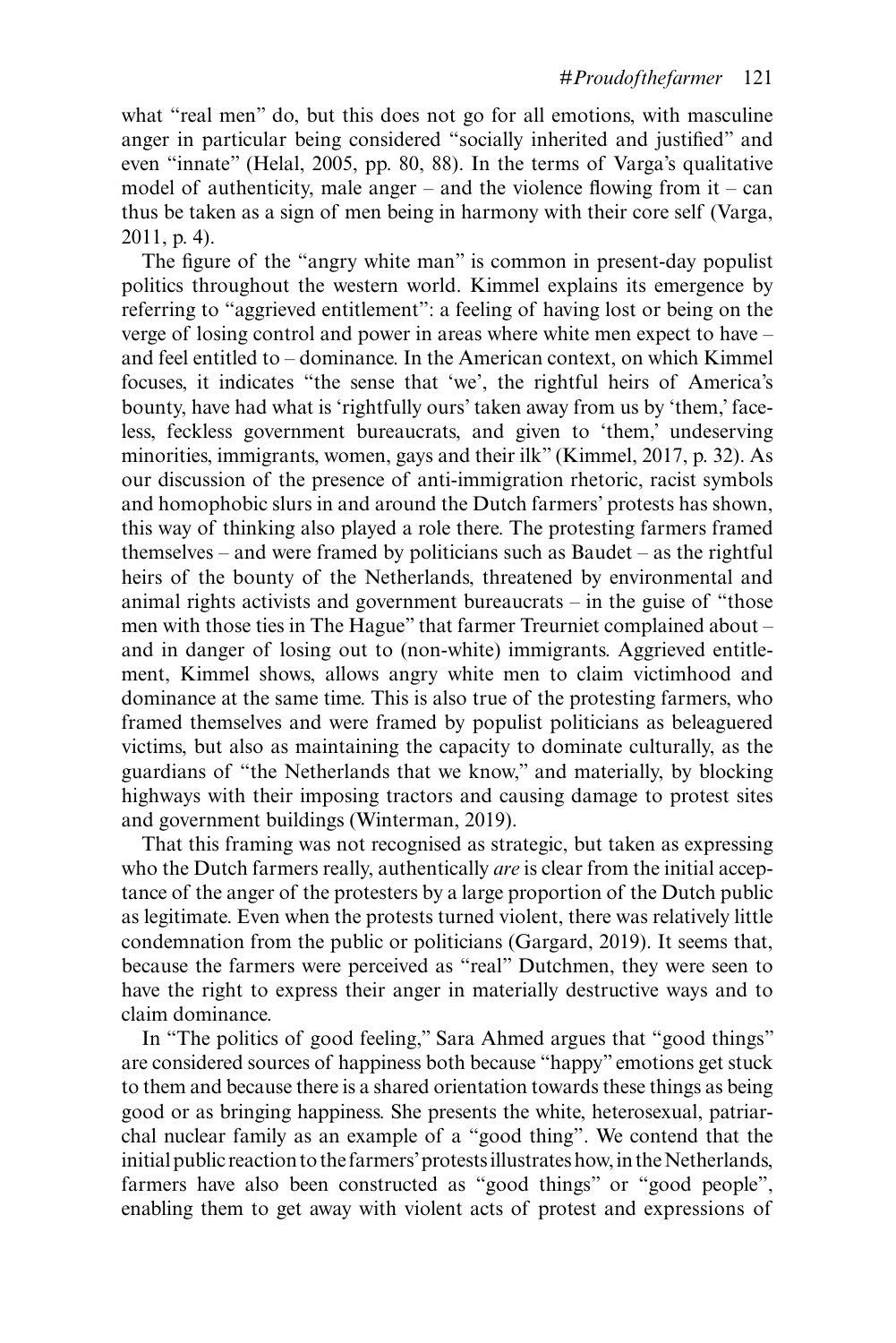what "real men" do, but this does not go for all emotions, with masculine anger in particular being considered "socially inherited and justified" and even "innate" (Helal, 2005, pp. 80, 88). In the terms of Varga's qualitative model of authenticity, male anger – and the violence flowing from it – can thus be taken as a sign of men being in harmony with their core self (Varga, 2011, p. 4).

The figure of the "angry white man" is common in present-day populist politics throughout the western world. Kimmel explains its emergence by referring to "aggrieved entitlement": a feeling of having lost or being on the verge of losing control and power in areas where white men expect to have – and feel entitled to – dominance. In the American context, on which Kimmel focuses, it indicates "the sense that 'we', the rightful heirs of America's bounty, have had what is 'rightfully ours' taken away from us by 'them,' faceless, feckless government bureaucrats, and given to 'them,' undeserving minorities, immigrants, women, gays and their ilk" (Kimmel, 2017, p. 32). As our discussion of the presence of anti-immigration rhetoric, racist symbols and homophobic slurs in and around the Dutch farmers' protests has shown, this way of thinking also played a role there. The protesting farmers framed themselves – and were framed by politicians such as Baudet – as the rightful heirs of the bounty of the Netherlands, threatened by environmental and animal rights activists and government bureaucrats – in the guise of "those men with those ties in The Hague" that farmer Treurniet complained about – and in danger of losing out to (non-white) immigrants. Aggrieved entitlement, Kimmel shows, allows angry white men to claim victimhood and dominance at the same time. This is also true of the protesting farmers, who framed themselves and were framed by populist politicians as beleaguered victims, but also as maintaining the capacity to dominate culturally, as the guardians of "the Netherlands that we know," and materially, by blocking highways with their imposing tractors and causing damage to protest sites and government buildings (Winterman, 2019).

That this framing was not recognised as strategic, but taken as expressing who the Dutch farmers really, authentically *are* is clear from the initial acceptance of the anger of the protesters by a large proportion of the Dutch public as legitimate. Even when the protests turned violent, there was relatively little condemnation from the public or politicians (Gargard, 2019). It seems that, because the farmers were perceived as "real" Dutchmen, they were seen to have the right to express their anger in materially destructive ways and to claim dominance.

In "The politics of good feeling," Sara Ahmed argues that "good things" are considered sources of happiness both because "happy" emotions get stuck to them and because there is a shared orientation towards these things as being good or as bringing happiness. She presents the white, heterosexual, patriarchal nuclear family as an example of a "good thing". We contend that the initial public reaction to the farmers' protests illustrates how, in the Netherlands, farmers have also been constructed as "good things" or "good people", enabling them to get away with violent acts of protest and expressions of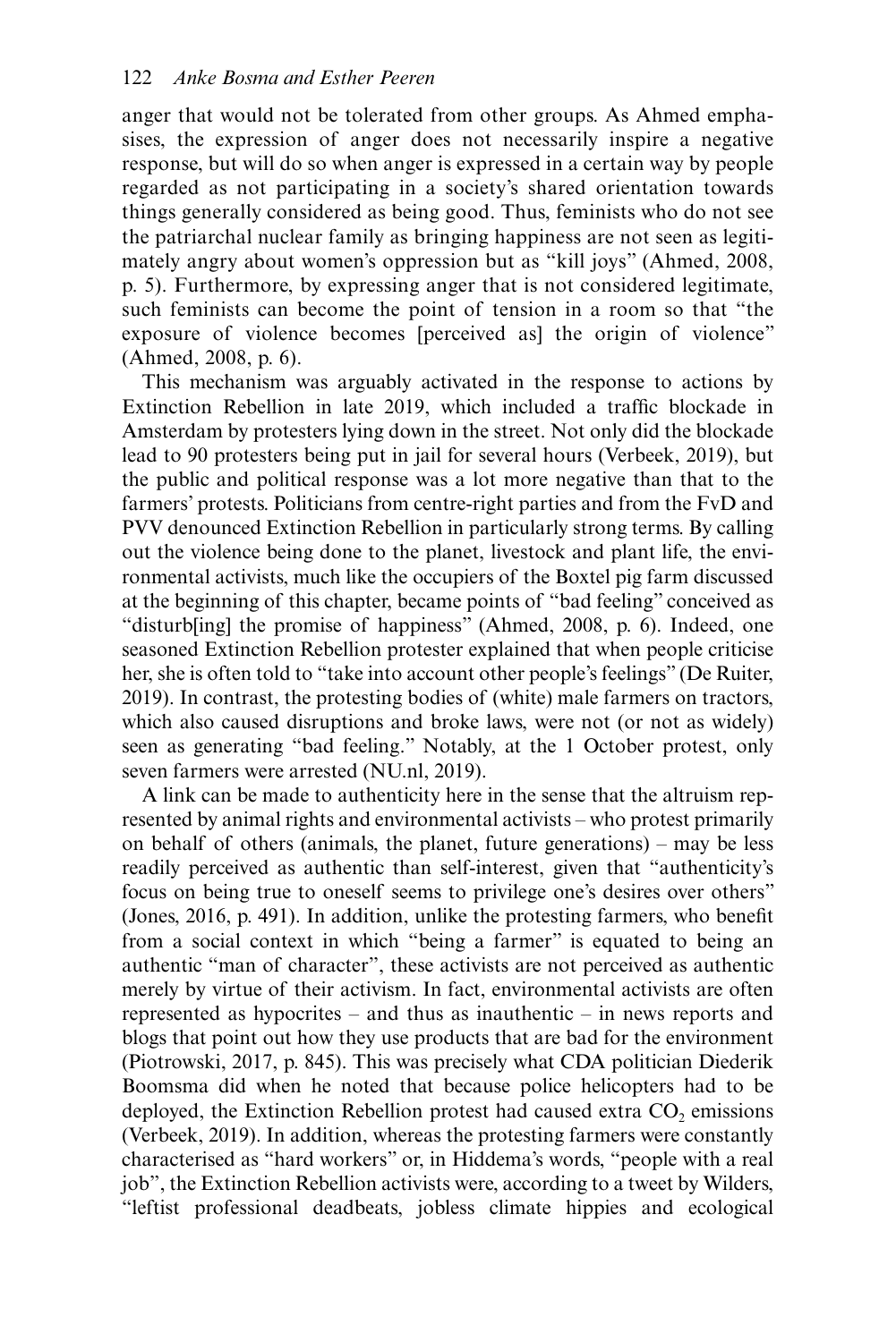anger that would not be tolerated from other groups. As Ahmed emphasises, the expression of anger does not necessarily inspire a negative response, but will do so when anger is expressed in a certain way by people regarded as not participating in a society's shared orientation towards things generally considered as being good. Thus, feminists who do not see the patriarchal nuclear family as bringing happiness are not seen as legitimately angry about women's oppression but as "kill joys" (Ahmed, 2008, p. 5). Furthermore, by expressing anger that is not considered legitimate, such feminists can become the point of tension in a room so that "the exposure of violence becomes [perceived as] the origin of violence" (Ahmed, 2008, p. 6).

This mechanism was arguably activated in the response to actions by Extinction Rebellion in late 2019, which included a traffic blockade in Amsterdam by protesters lying down in the street. Not only did the blockade lead to 90 protesters being put in jail for several hours (Verbeek, 2019), but the public and political response was a lot more negative than that to the farmers' protests. Politicians from centre-right parties and from the FvD and PVV denounced Extinction Rebellion in particularly strong terms. By calling out the violence being done to the planet, livestock and plant life, the environmental activists, much like the occupiers of the Boxtel pig farm discussed at the beginning of this chapter, became points of "bad feeling" conceived as "disturb[ing] the promise of happiness" (Ahmed, 2008, p. 6). Indeed, one seasoned Extinction Rebellion protester explained that when people criticise her, she is often told to "take into account other people's feelings" (De Ruiter, 2019). In contrast, the protesting bodies of (white) male farmers on tractors, which also caused disruptions and broke laws, were not (or not as widely) seen as generating "bad feeling." Notably, at the 1 October protest, only seven farmers were arrested (NU.nl, 2019).

A link can be made to authenticity here in the sense that the altruism represented by animal rights and environmental activists – who protest primarily on behalf of others (animals, the planet, future generations) – may be less readily perceived as authentic than self-interest, given that "authenticity's focus on being true to oneself seems to privilege one's desires over others" (Jones, 2016, p. 491). In addition, unlike the protesting farmers, who benefit from a social context in which "being a farmer" is equated to being an authentic "man of character", these activists are not perceived as authentic merely by virtue of their activism. In fact, environmental activists are often represented as hypocrites – and thus as inauthentic – in news reports and blogs that point out how they use products that are bad for the environment (Piotrowski, 2017, p. 845). This was precisely what CDA politician Diederik Boomsma did when he noted that because police helicopters had to be deployed, the Extinction Rebellion protest had caused extra $CO_2$ emissions (Verbeek, 2019). In addition, whereas the protesting farmers were constantly characterised as "hard workers" or, in Hiddema's words, "people with a real job", the Extinction Rebellion activists were, according to a tweet by Wilders, "leftist professional deadbeats, jobless climate hippies and ecological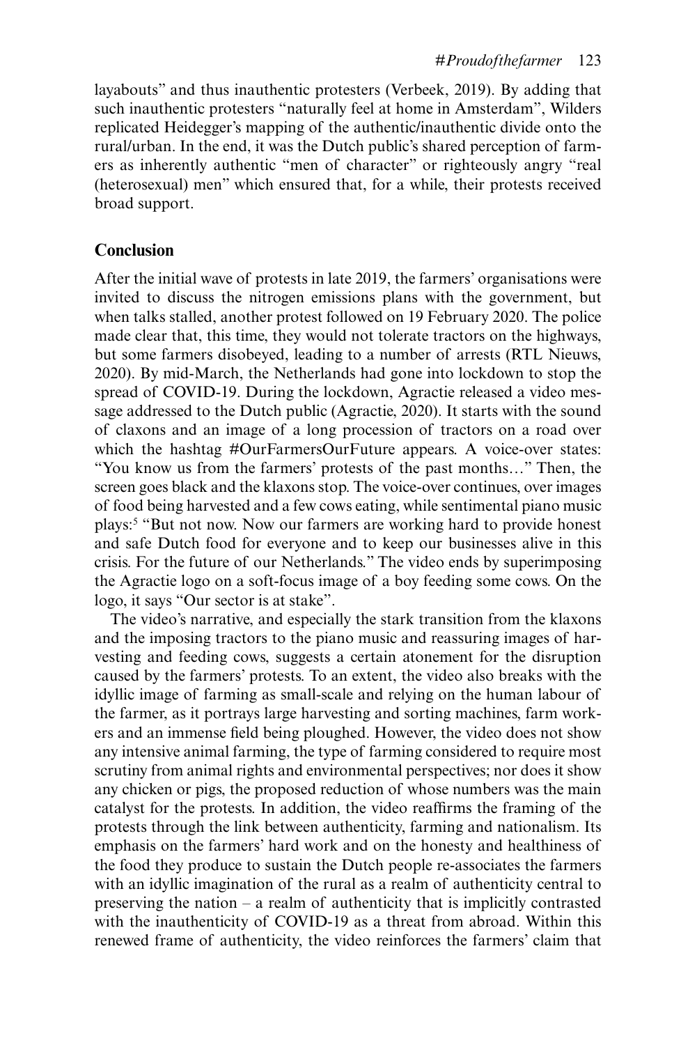layabouts" and thus inauthentic protesters (Verbeek, 2019). By adding that such inauthentic protesters "naturally feel at home in Amsterdam", Wilders replicated Heidegger's mapping of the authentic/inauthentic divide onto the rural/urban. In the end, it was the Dutch public's shared perception of farmers as inherently authentic "men of character" or righteously angry "real (heterosexual) men" which ensured that, for a while, their protests received broad support.

## Conclusion

After the initial wave of protests in late 2019, the farmers' organisations were invited to discuss the nitrogen emissions plans with the government, but when talks stalled, another protest followed on 19 February 2020. The police made clear that, this time, they would not tolerate tractors on the highways, but some farmers disobeyed, leading to a number of arrests (RTL Nieuws, 2020). By mid-March, the Netherlands had gone into lockdown to stop the spread of COVID-19. During the lockdown, Agractie released a video message addressed to the Dutch public (Agractie, 2020). It starts with the sound of claxons and an image of a long procession of tractors on a road over which the hashtag #OurFarmersOurFuture appears. A voice-over states: "You know us from the farmers' protests of the past months…" Then, the screen goes black and the klaxons stop. The voice-over continues, over images of food being harvested and a few cows eating, while sentimental piano music plays:[5] "But not now. Now our farmers are working hard to provide honest and safe Dutch food for everyone and to keep our businesses alive in this crisis. For the future of our Netherlands." The video ends by superimposing the Agractie logo on a soft-focus image of a boy feeding some cows. On the logo, it says "Our sector is at stake".

The video's narrative, and especially the stark transition from the klaxons and the imposing tractors to the piano music and reassuring images of harvesting and feeding cows, suggests a certain atonement for the disruption caused by the farmers' protests. To an extent, the video also breaks with the idyllic image of farming as small-scale and relying on the human labour of the farmer, as it portrays large harvesting and sorting machines, farm workers and an immense field being ploughed. However, the video does not show any intensive animal farming, the type of farming considered to require most scrutiny from animal rights and environmental perspectives; nor does it show any chicken or pigs, the proposed reduction of whose numbers was the main catalyst for the protests. In addition, the video reaffirms the framing of the protests through the link between authenticity, farming and nationalism. Its emphasis on the farmers' hard work and on the honesty and healthiness of the food they produce to sustain the Dutch people re-associates the farmers with an idyllic imagination of the rural as a realm of authenticity central to preserving the nation – a realm of authenticity that is implicitly contrasted with the inauthenticity of COVID-19 as a threat from abroad. Within this renewed frame of authenticity, the video reinforces the farmers' claim that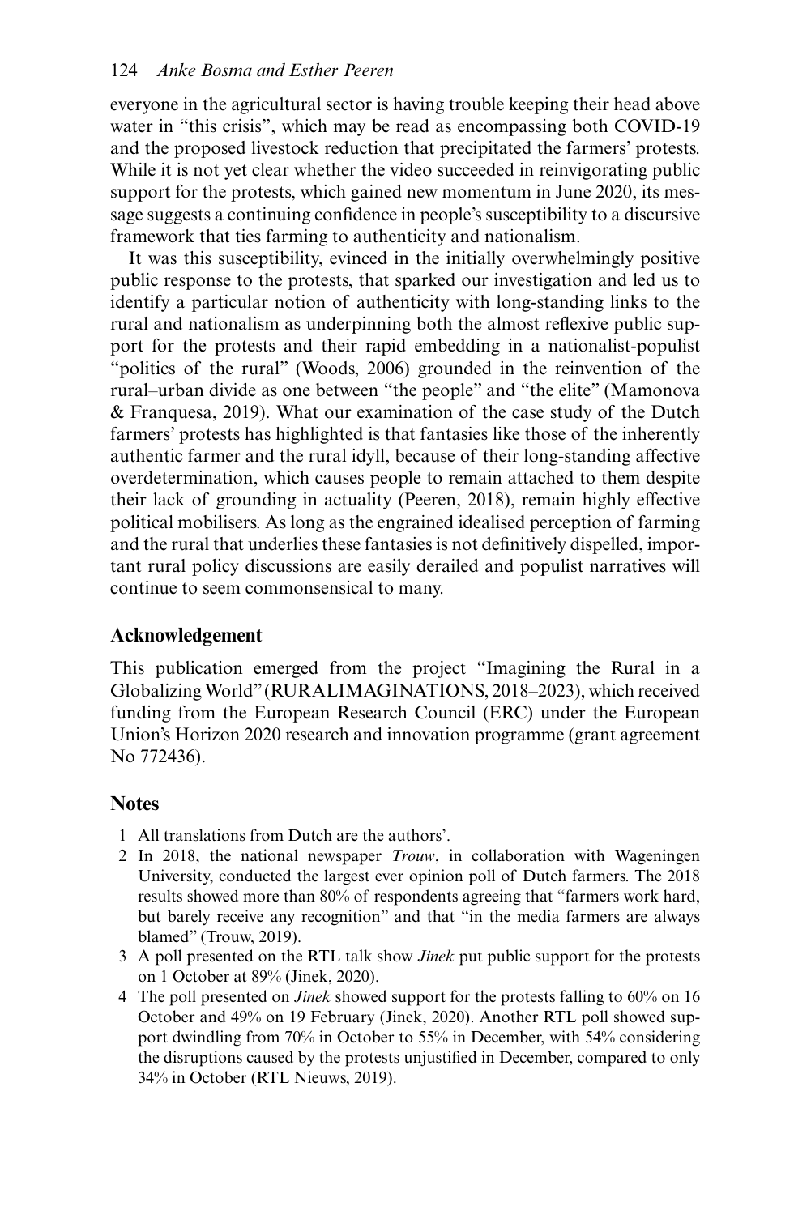everyone in the agricultural sector is having trouble keeping their head above water in "this crisis", which may be read as encompassing both COVID-19 and the proposed livestock reduction that precipitated the farmers' protests. While it is not yet clear whether the video succeeded in reinvigorating public support for the protests, which gained new momentum in June 2020, its message suggests a continuing confidence in people's susceptibility to a discursive framework that ties farming to authenticity and nationalism.

It was this susceptibility, evinced in the initially overwhelmingly positive public response to the protests, that sparked our investigation and led us to identify a particular notion of authenticity with long-standing links to the rural and nationalism as underpinning both the almost reflexive public support for the protests and their rapid embedding in a nationalist-populist "politics of the rural" (Woods, 2006) grounded in the reinvention of the rural–urban divide as one between "the people" and "the elite" (Mamonova & Franquesa, 2019). What our examination of the case study of the Dutch farmers' protests has highlighted is that fantasies like those of the inherently authentic farmer and the rural idyll, because of their long-standing affective overdetermination, which causes people to remain attached to them despite their lack of grounding in actuality (Peeren, 2018), remain highly effective political mobilisers. As long as the engrained idealised perception of farming and the rural that underlies these fantasies is not definitively dispelled, important rural policy discussions are easily derailed and populist narratives will continue to seem commonsensical to many.

## Acknowledgement

This publication emerged from the project "Imagining the Rural in a Globalizing World" (RURALIMAGINATIONS, 2018–2023), which received funding from the European Research Council (ERC) under the European Union's Horizon 2020 research and innovation programme (grant agreement No 772436).

## Notes

1. All translations from Dutch are the authors'.
2. In 2018, the national newspaper *Trouw*, in collaboration with Wageningen University, conducted the largest ever opinion poll of Dutch farmers. The 2018 results showed more than 80% of respondents agreeing that "farmers work hard, but barely receive any recognition" and that "in the media farmers are always blamed" (Trouw, 2019).
3. A poll presented on the RTL talk show *Jinek* put public support for the protests on 1 October at 89% (Jinek, 2020).
4. The poll presented on *Jinek* showed support for the protests falling to 60% on 16 October and 49% on 19 February (Jinek, 2020). Another RTL poll showed support dwindling from 70% in October to 55% in December, with 54% considering the disruptions caused by the protests unjustified in December, compared to only 34% in October (RTL Nieuws, 2019).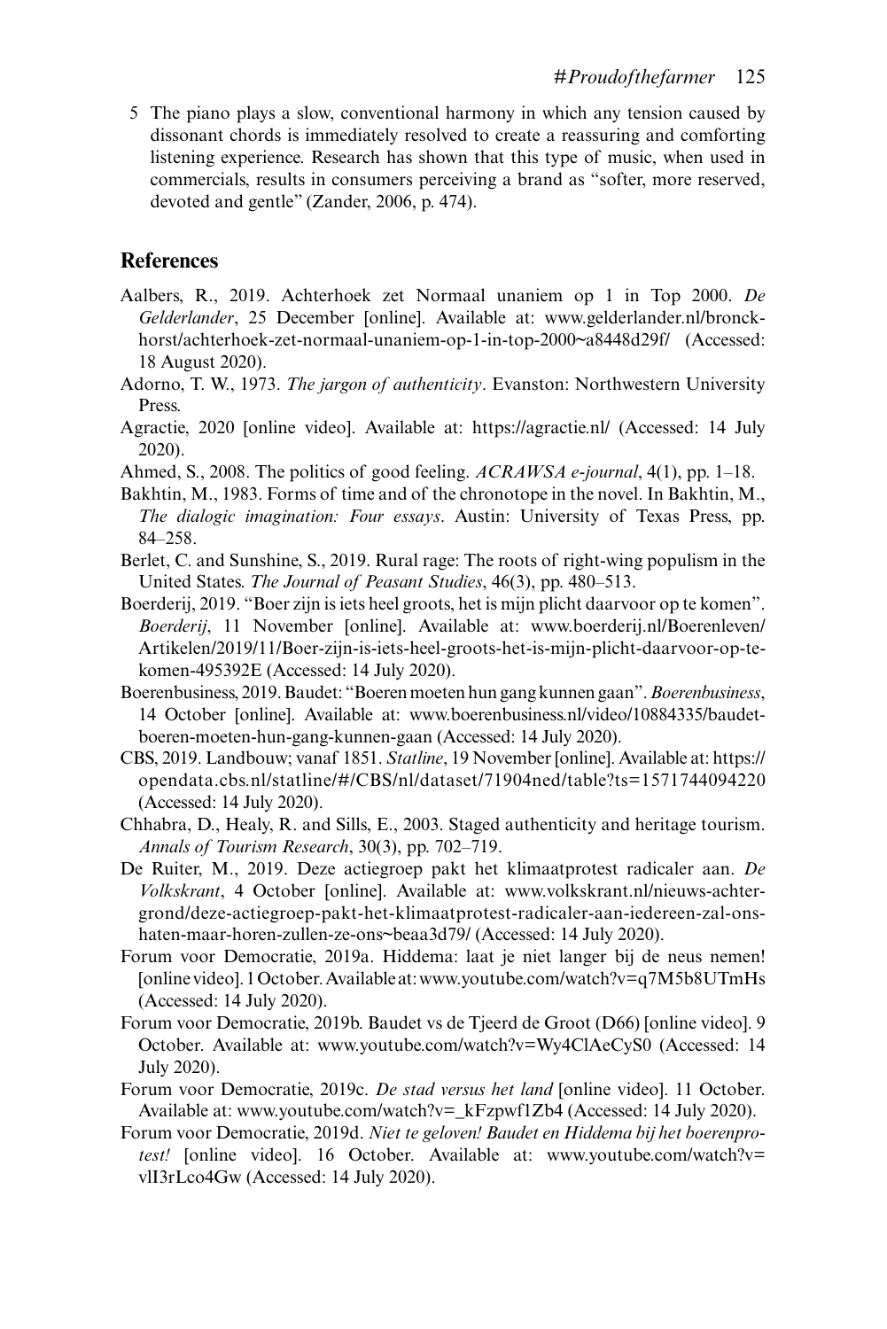5 The piano plays a slow, conventional harmony in which any tension caused by dissonant chords is immediately resolved to create a reassuring and comforting listening experience. Research has shown that this type of music, when used in commercials, results in consumers perceiving a brand as "softer, more reserved, devoted and gentle" (Zander, 2006, p. 474).

## References

Aalbers, R., 2019. Achterhoek zet Normaal unaniem op 1 in Top 2000. *De Gelderlander*, 25 December [online]. Available at: www.gelderlander.nl/bronckhorst/achterhoek-zet-normaal-unaniem-op-1-in-top-2000~a8448d29f/ (Accessed: 18 August 2020).

Adorno, T. W., 1973. *The jargon of authenticity*. Evanston: Northwestern University Press.

Agractie, 2020 [online video]. Available at: https://agractie.nl/ (Accessed: 14 July 2020).

Ahmed, S., 2008. The politics of good feeling. *ACRAWSA e-journal*, 4(1), pp. 1–18.

Bakhtin, M., 1983. Forms of time and of the chronotope in the novel. In Bakhtin, M., *The dialogic imagination: Four essays*. Austin: University of Texas Press, pp. 84–258.

Berlet, C. and Sunshine, S., 2019. Rural rage: The roots of right-wing populism in the United States. *The Journal of Peasant Studies*, 46(3), pp. 480–513.

Boerderij, 2019. "Boer zijn is iets heel groots, het is mijn plicht daarvoor op te komen". *Boerderij*, 11 November [online]. Available at: www.boerderij.nl/Boerenleven/Artikelen/2019/11/Boer-zijn-is-iets-heel-groots-het-is-mijn-plicht-daarvoor-op-te-komen-495392E (Accessed: 14 July 2020).

Boerenbusiness, 2019. Baudet: "Boeren moeten hun gang kunnen gaan". *Boerenbusiness*, 14 October [online]. Available at: www.boerenbusiness.nl/video/10884335/baudet-boeren-moeten-hun-gang-kunnen-gaan (Accessed: 14 July 2020).

CBS, 2019. Landbouw; vanaf 1851. *Statline*, 19 November [online]. Available at: https://opendata.cbs.nl/statline/#/CBS/nl/dataset/71904ned/table?ts=1571744094220 (Accessed: 14 July 2020).

Chhabra, D., Healy, R. and Sills, E., 2003. Staged authenticity and heritage tourism. *Annals of Tourism Research*, 30(3), pp. 702–719.

De Ruiter, M., 2019. Deze actiegroep pakt het klimaatprotest radicaler aan. *De Volkskrant*, 4 October [online]. Available at: www.volkskrant.nl/nieuws-achtergrond/deze-actiegroep-pakt-het-klimaatprotest-radicaler-aan-iedereen-zal-ons-haten-maar-horen-zullen-ze-ons~beaa3d79/ (Accessed: 14 July 2020).

Forum voor Democratie, 2019a. Hiddema: laat je niet langer bij de neus nemen! [online video]. 1 October. Available at: www.youtube.com/watch?v=q7M5b8UTmHs (Accessed: 14 July 2020).

Forum voor Democratie, 2019b. Baudet vs de Tjeerd de Groot (D66) [online video]. 9 October. Available at: www.youtube.com/watch?v=Wy4ClAeCyS0 (Accessed: 14 July 2020).

Forum voor Democratie, 2019c. *De stad versus het land* [online video]. 11 October. Available at: www.youtube.com/watch?v=_kFzpwf1Zb4 (Accessed: 14 July 2020).

Forum voor Democratie, 2019d. *Niet te geloven! Baudet en Hiddema bij het boerenprotest!* [online video]. 16 October. Available at: www.youtube.com/watch?v=vlI3rLco4Gw (Accessed: 14 July 2020).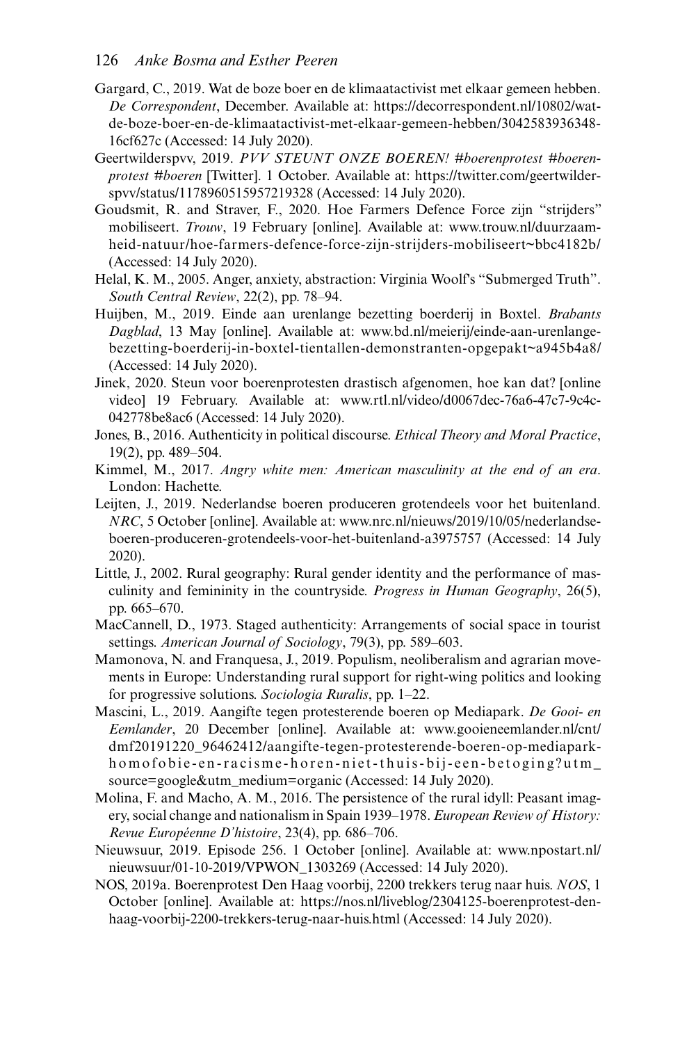Gargard, C., 2019. Wat de boze boer en de klimaatactivist met elkaar gemeen hebben. *De Correspondent*, December. Available at: https://decorrespondent.nl/10802/wat-de-boze-boer-en-de-klimaatactivist-met-elkaar-gemeen-hebben/3042583936348-16cf627c (Accessed: 14 July 2020).

Geertwilderspvv, 2019. *PVV STEUNT ONZE BOEREN! #boerenprotest #boerenprotest #boeren* [Twitter]. 1 October. Available at: https://twitter.com/geertwilderspvv/status/1178960515957219328 (Accessed: 14 July 2020).

Goudsmit, R. and Straver, F., 2020. Hoe Farmers Defence Force zijn "strijders" mobiliseert. *Trouw*, 19 February [online]. Available at: www.trouw.nl/duurzaamheid-natuur/hoe-farmers-defence-force-zijn-strijders-mobiliseert~bbc4182b/ (Accessed: 14 July 2020).

Helal, K. M., 2005. Anger, anxiety, abstraction: Virginia Woolf's "Submerged Truth". *South Central Review*, 22(2), pp. 78–94.

Huijben, M., 2019. Einde aan urenlange bezetting boerderij in Boxtel. *Brabants Dagblad*, 13 May [online]. Available at: www.bd.nl/meierij/einde-aan-urenlange-bezetting-boerderij-in-boxtel-tientallen-demonstranten-opgepakt~a945b4a8/ (Accessed: 14 July 2020).

Jinek, 2020. Steun voor boerenprotesten drastisch afgenomen, hoe kan dat? [online video] 19 February. Available at: www.rtl.nl/video/d0067dec-76a6-47c7-9c4c-042778be8ac6 (Accessed: 14 July 2020).

Jones, B., 2016. Authenticity in political discourse. *Ethical Theory and Moral Practice*, 19(2), pp. 489–504.

Kimmel, M., 2017. *Angry white men: American masculinity at the end of an era*. London: Hachette.

Leijten, J., 2019. Nederlandse boeren produceren grotendeels voor het buitenland. *NRC*, 5 October [online]. Available at: www.nrc.nl/nieuws/2019/10/05/nederlandse-boeren-produceren-grotendeels-voor-het-buitenland-a3975757 (Accessed: 14 July 2020).

Little, J., 2002. Rural geography: Rural gender identity and the performance of masculinity and femininity in the countryside. *Progress in Human Geography*, 26(5), pp. 665–670.

MacCannell, D., 1973. Staged authenticity: Arrangements of social space in tourist settings. *American Journal of Sociology*, 79(3), pp. 589–603.

Mamonova, N. and Franquesa, J., 2019. Populism, neoliberalism and agrarian movements in Europe: Understanding rural support for right-wing politics and looking for progressive solutions. *Sociologia Ruralis*, pp. 1–22.

Mascini, L., 2019. Aangifte tegen protesterende boeren op Mediapark. *De Gooi- en Eemlander*, 20 December [online]. Available at: www.gooieneemlander.nl/cnt/dmf20191220_96462412/aangifte-tegen-protesterende-boeren-op-mediapark-homofobie-en-racisme-horen-niet-thuis-bij-een-betoging?utm_source=google&utm_medium=organic (Accessed: 14 July 2020).

Molina, F. and Macho, A. M., 2016. The persistence of the rural idyll: Peasant imagery, social change and nationalism in Spain 1939–1978. *European Review of History: Revue Européenne D'histoire*, 23(4), pp. 686–706.

Nieuwsuur, 2019. Episode 256. 1 October [online]. Available at: www.npostart.nl/nieuwsuur/01-10-2019/VPWON_1303269 (Accessed: 14 July 2020).

NOS, 2019a. Boerenprotest Den Haag voorbij, 2200 trekkers terug naar huis. *NOS*, 1 October [online]. Available at: https://nos.nl/liveblog/2304125-boerenprotest-den-haag-voorbij-2200-trekkers-terug-naar-huis.html (Accessed: 14 July 2020).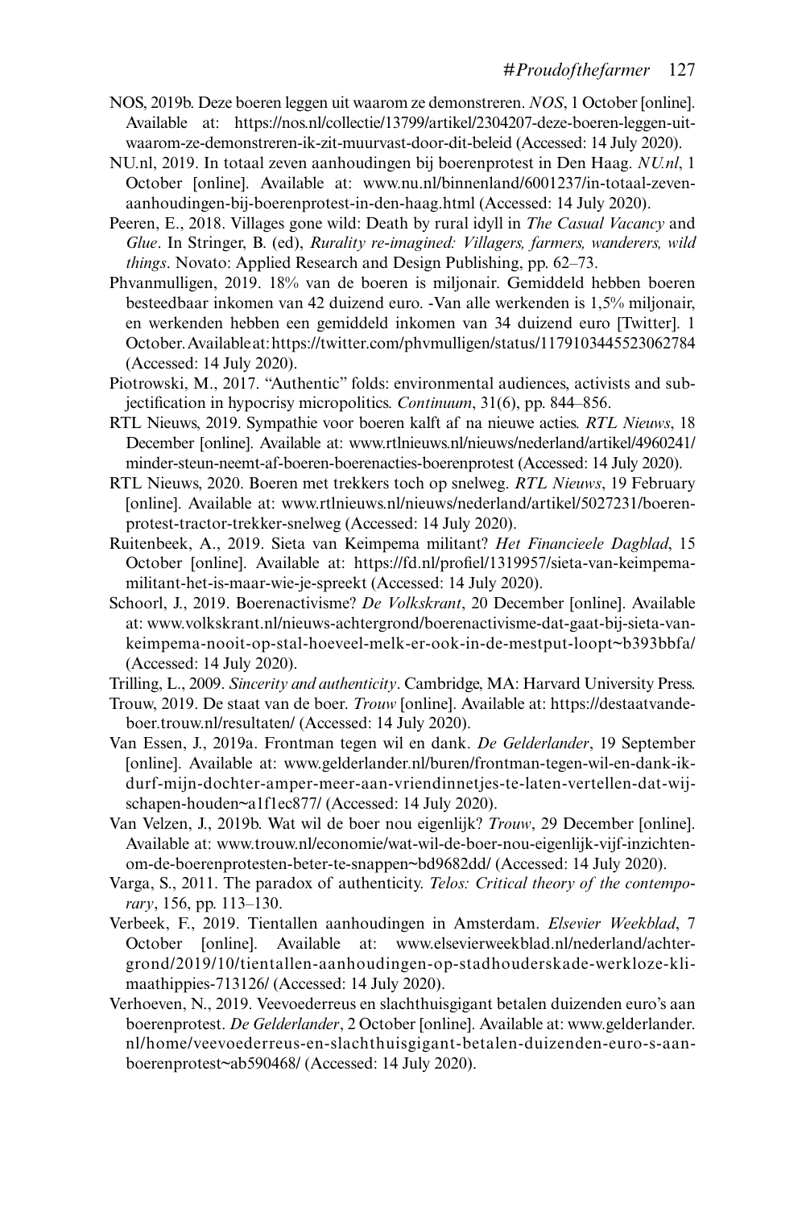NOS, 2019b. Deze boeren leggen uit waarom ze demonstreren. *NOS*, 1 October [online]. Available at: https://nos.nl/collectie/13799/artikel/2304207-deze-boeren-leggen-uit-waarom-ze-demonstreren-ik-zit-muurvast-door-dit-beleid (Accessed: 14 July 2020).

NU.nl, 2019. In totaal zeven aanhoudingen bij boerenprotest in Den Haag. *NU.nl*, 1 October [online]. Available at: www.nu.nl/binnenland/6001237/in-totaal-zeven-aanhoudingen-bij-boerenprotest-in-den-haag.html (Accessed: 14 July 2020).

Peeren, E., 2018. Villages gone wild: Death by rural idyll in *The Casual Vacancy* and *Glue*. In Stringer, B. (ed), *Rurality re-imagined: Villagers, farmers, wanderers, wild things*. Novato: Applied Research and Design Publishing, pp. 62–73.

Phvanmulligen, 2019. 18% van de boeren is miljonair. Gemiddeld hebben boeren besteedbaar inkomen van 42 duizend euro. -Van alle werkenden is 1,5% miljonair, en werkenden hebben een gemiddeld inkomen van 34 duizend euro [Twitter]. 1 October. Available at: https://twitter.com/phvmulligen/status/1179103445523062784 (Accessed: 14 July 2020).

Piotrowski, M., 2017. "Authentic" folds: environmental audiences, activists and subjectification in hypocrisy micropolitics. *Continuum*, 31(6), pp. 844–856.

RTL Nieuws, 2019. Sympathie voor boeren kalft af na nieuwe acties. *RTL Nieuws*, 18 December [online]. Available at: www.rtlnieuws.nl/nieuws/nederland/artikel/4960241/minder-steun-neemt-af-boeren-boerenacties-boerenprotest (Accessed: 14 July 2020).

RTL Nieuws, 2020. Boeren met trekkers toch op snelweg. *RTL Nieuws*, 19 February [online]. Available at: www.rtlnieuws.nl/nieuws/nederland/artikel/5027231/boeren-protest-tractor-trekker-snelweg (Accessed: 14 July 2020).

Ruitenbeek, A., 2019. Sieta van Keimpema militant? *Het Financieele Dagblad*, 15 October [online]. Available at: https://fd.nl/profiel/1319957/sieta-van-keimpema-militant-het-is-maar-wie-je-spreekt (Accessed: 14 July 2020).

Schoorl, J., 2019. Boerenactivisme? *De Volkskrant*, 20 December [online]. Available at: www.volkskrant.nl/nieuws-achtergrond/boerenactivisme-dat-gaat-bij-sieta-van-keimpema-nooit-op-stal-hoeveel-melk-er-ook-in-de-mestput-loopt~b393bbfa/ (Accessed: 14 July 2020).

Trilling, L., 2009. *Sincerity and authenticity*. Cambridge, MA: Harvard University Press.

Trouw, 2019. De staat van de boer. *Trouw* [online]. Available at: https://destaatvandeboer.trouw.nl/resultaten/ (Accessed: 14 July 2020).

Van Essen, J., 2019a. Frontman tegen wil en dank. *De Gelderlander*, 19 September [online]. Available at: www.gelderlander.nl/buren/frontman-tegen-wil-en-dank-ik-durf-mijn-dochter-amper-meer-aan-vriendinnetjes-te-laten-vertellen-dat-wij-schapen-houden~a1f1ec877/ (Accessed: 14 July 2020).

Van Velzen, J., 2019b. Wat wil de boer nou eigenlijk? *Trouw*, 29 December [online]. Available at: www.trouw.nl/economie/wat-wil-de-boer-nou-eigenlijk-vijf-inzichten-om-de-boerenprotesten-beter-te-snappen~bd9682dd/ (Accessed: 14 July 2020).

Varga, S., 2011. The paradox of authenticity. *Telos: Critical theory of the contemporary*, 156, pp. 113–130.

Verbeek, F., 2019. Tientallen aanhoudingen in Amsterdam. *Elsevier Weekblad*, 7 October [online]. Available at: www.elsevierweekblad.nl/nederland/achtergrond/2019/10/tientallen-aanhoudingen-op-stadhouderskade-werkloze-klimaathippies-713126/ (Accessed: 14 July 2020).

Verhoeven, N., 2019. Veevoederreus en slachthuisgigant betalen duizenden euro's aan boerenprotest. *De Gelderlander*, 2 October [online]. Available at: www.gelderlander.nl/home/veevoederreus-en-slachthuisgigant-betalen-duizenden-euro-s-aan-boerenprotest~ab590468/ (Accessed: 14 July 2020).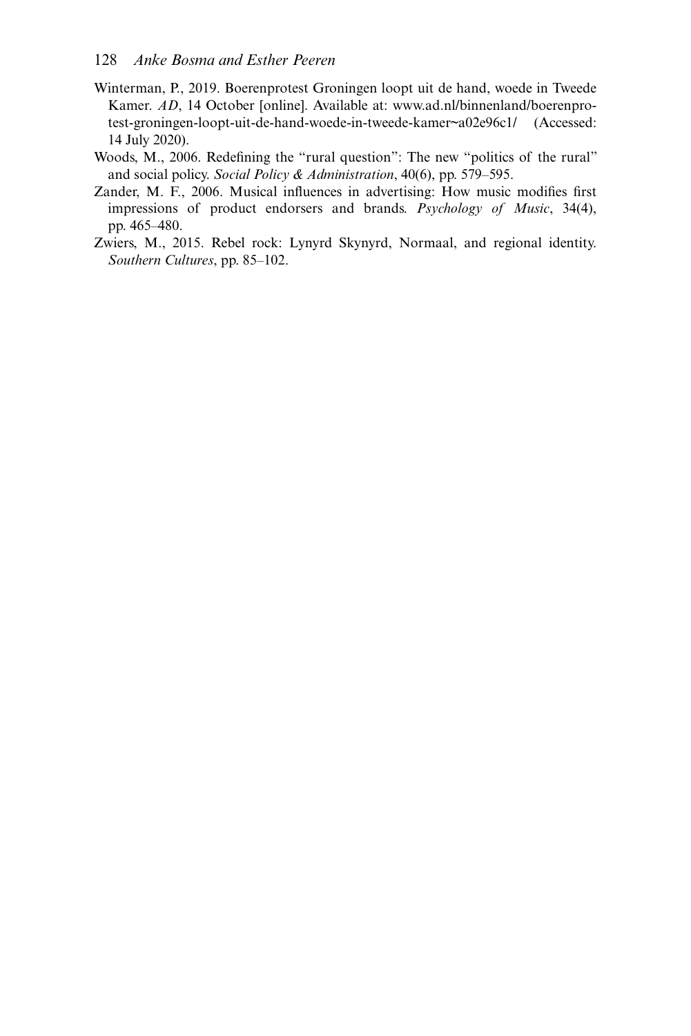Winterman, P., 2019. Boerenprotest Groningen loopt uit de hand, woede in Tweede Kamer. *AD*, 14 October [online]. Available at: www.ad.nl/binnenland/boerenprotest-groningen-loopt-uit-de-hand-woede-in-tweede-kamer~a02e96c1/ (Accessed: 14 July 2020).

Woods, M., 2006. Redefining the "rural question": The new "politics of the rural" and social policy. *Social Policy & Administration*, 40(6), pp. 579–595.

Zander, M. F., 2006. Musical influences in advertising: How music modifies first impressions of product endorsers and brands. *Psychology of Music*, 34(4), pp. 465–480.

Zwiers, M., 2015. Rebel rock: Lynyrd Skynyrd, Normaal, and regional identity. *Southern Cultures*, pp. 85–102.